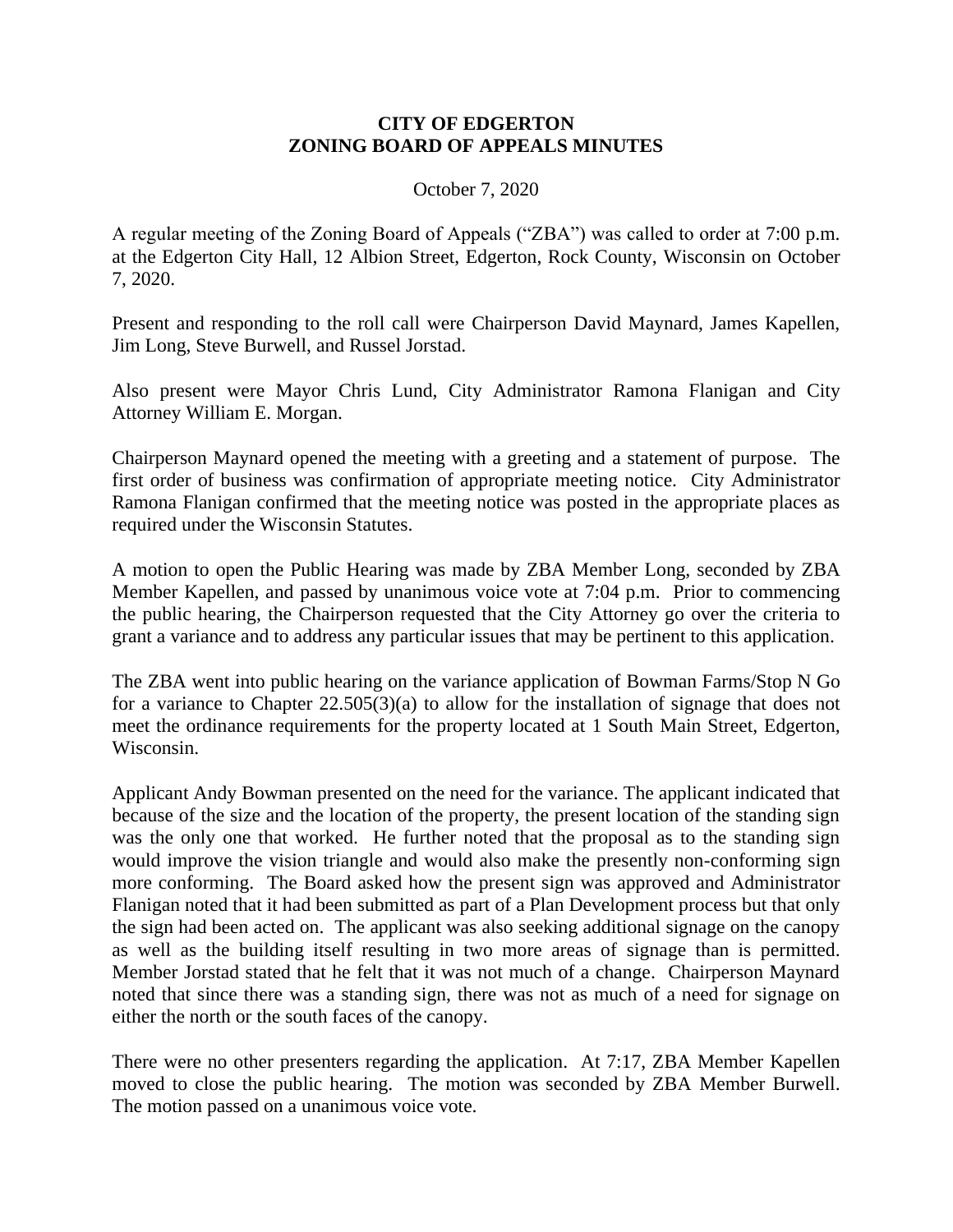# CITY OF EDGERTON
# ZONING BOARD OF APPEALS MINUTES

October 7, 2020

A regular meeting of the Zoning Board of Appeals ("ZBA") was called to order at 7:00 p.m. at the Edgerton City Hall, 12 Albion Street, Edgerton, Rock County, Wisconsin on October 7, 2020.

Present and responding to the roll call were Chairperson David Maynard, James Kapellen, Jim Long, Steve Burwell, and Russel Jorstad.

Also present were Mayor Chris Lund, City Administrator Ramona Flanigan and City Attorney William E. Morgan.

Chairperson Maynard opened the meeting with a greeting and a statement of purpose. The first order of business was confirmation of appropriate meeting notice. City Administrator Ramona Flanigan confirmed that the meeting notice was posted in the appropriate places as required under the Wisconsin Statutes.

A motion to open the Public Hearing was made by ZBA Member Long, seconded by ZBA Member Kapellen, and passed by unanimous voice vote at 7:04 p.m. Prior to commencing the public hearing, the Chairperson requested that the City Attorney go over the criteria to grant a variance and to address any particular issues that may be pertinent to this application.

The ZBA went into public hearing on the variance application of Bowman Farms/Stop N Go for a variance to Chapter 22.505(3)(a) to allow for the installation of signage that does not meet the ordinance requirements for the property located at 1 South Main Street, Edgerton, Wisconsin.

Applicant Andy Bowman presented on the need for the variance. The applicant indicated that because of the size and the location of the property, the present location of the standing sign was the only one that worked. He further noted that the proposal as to the standing sign would improve the vision triangle and would also make the presently non-conforming sign more conforming. The Board asked how the present sign was approved and Administrator Flanigan noted that it had been submitted as part of a Plan Development process but that only the sign had been acted on. The applicant was also seeking additional signage on the canopy as well as the building itself resulting in two more areas of signage than is permitted. Member Jorstad stated that he felt that it was not much of a change. Chairperson Maynard noted that since there was a standing sign, there was not as much of a need for signage on either the north or the south faces of the canopy.

There were no other presenters regarding the application. At 7:17, ZBA Member Kapellen moved to close the public hearing. The motion was seconded by ZBA Member Burwell. The motion passed on a unanimous voice vote.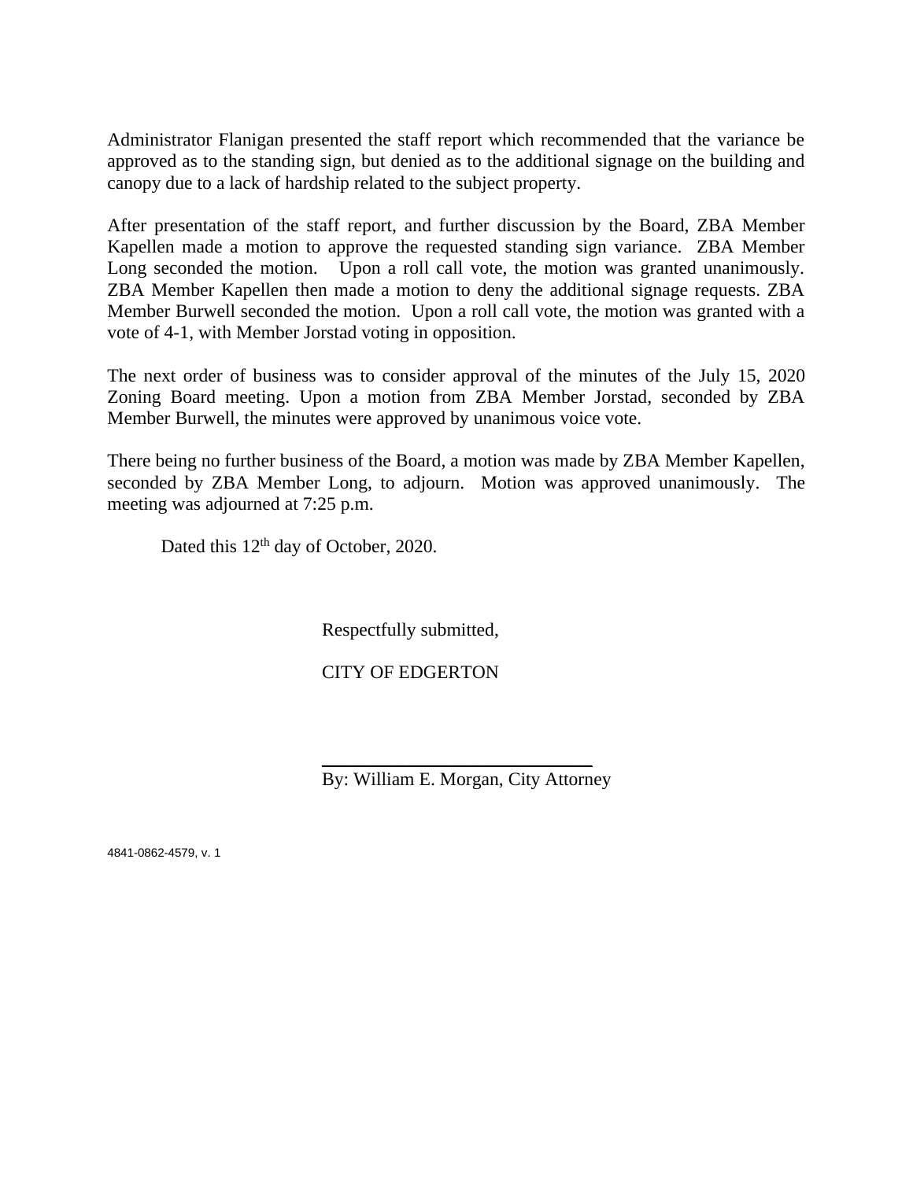Administrator Flanigan presented the staff report which recommended that the variance be approved as to the standing sign, but denied as to the additional signage on the building and canopy due to a lack of hardship related to the subject property.

After presentation of the staff report, and further discussion by the Board, ZBA Member Kapellen made a motion to approve the requested standing sign variance. ZBA Member Long seconded the motion. Upon a roll call vote, the motion was granted unanimously. ZBA Member Kapellen then made a motion to deny the additional signage requests. ZBA Member Burwell seconded the motion. Upon a roll call vote, the motion was granted with a vote of 4-1, with Member Jorstad voting in opposition.

The next order of business was to consider approval of the minutes of the July 15, 2020 Zoning Board meeting. Upon a motion from ZBA Member Jorstad, seconded by ZBA Member Burwell, the minutes were approved by unanimous voice vote.

There being no further business of the Board, a motion was made by ZBA Member Kapellen, seconded by ZBA Member Long, to adjourn. Motion was approved unanimously. The meeting was adjourned at 7:25 p.m.

Dated this 12th day of October, 2020.

Respectfully submitted,

CITY OF EDGERTON

\_\_\_\_\_\_\_\_\_\_\_\_\_\_\_\_\_\_\_\_\_\_\_\_\_\_\_\_\_\_

By: William E. Morgan, City Attorney

4841-0862-4579, v. 1